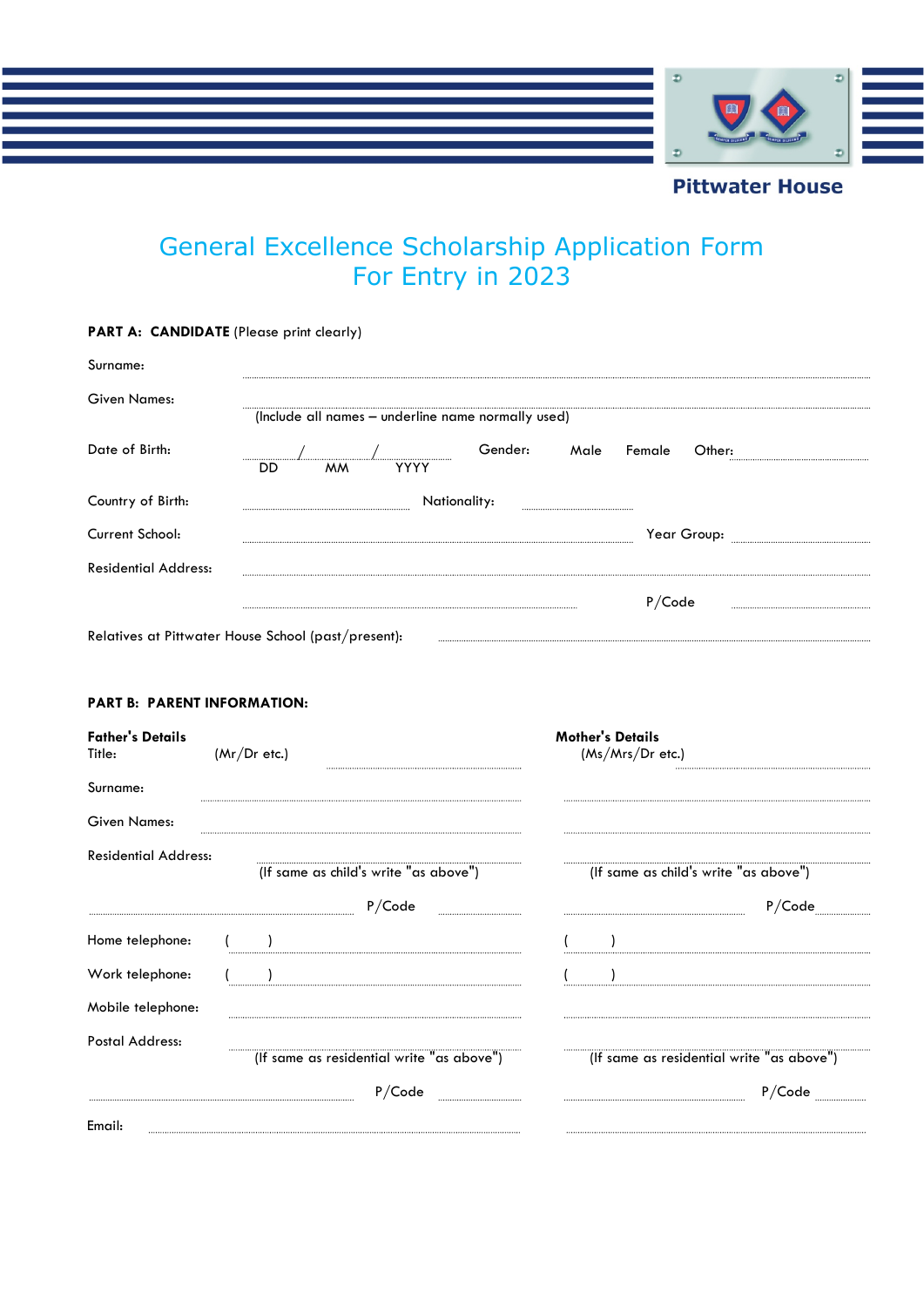Pittwater House

# General Excellence Scholarship Application Form
# For Entry in 2023

**PART A: CANDIDATE** (Please print clearly)

Surname: ..............................................................................................................

Given Names: ..............................................................................................................
(Include all names – underline name normally used)

Date of Birth: ........./........./......... Gender: Male Female Other: ....................
DD MM YYYY

Country of Birth: ................................ Nationality: ................................

Current School: .................................................... Year Group: ....................

Residential Address: ..............................................................................................................

.................................................... P/Code ....................

Relatives at Pittwater House School (past/present): ....................................................

**PART B: PARENT INFORMATION:**

**Father's Details**

Title: (Mr/Dr etc.) ....................

Surname: ..............................................

Given Names: ..............................................

Residential Address: ..............................................
(If same as child's write "as above")

.............................................. P/Code ....................

Home telephone: ( ) ..............................................

Work telephone: ( ) ..............................................

Mobile telephone: ..............................................

Postal Address: ..............................................
(If same as residential write "as above")

.............................................. P/Code ....................

Email: ..............................................

**Mother's Details**

(Ms/Mrs/Dr etc.) ....................

Surname: ..............................................

Given Names: ..............................................

Residential Address: ..............................................
(If same as child's write "as above")

.............................................. P/Code ....................

Home telephone: ( ) ..............................................

Work telephone: ( ) ..............................................

Mobile telephone: ..............................................

Postal Address: ..............................................
(If same as residential write "as above")

.............................................. P/Code ....................

Email: ..............................................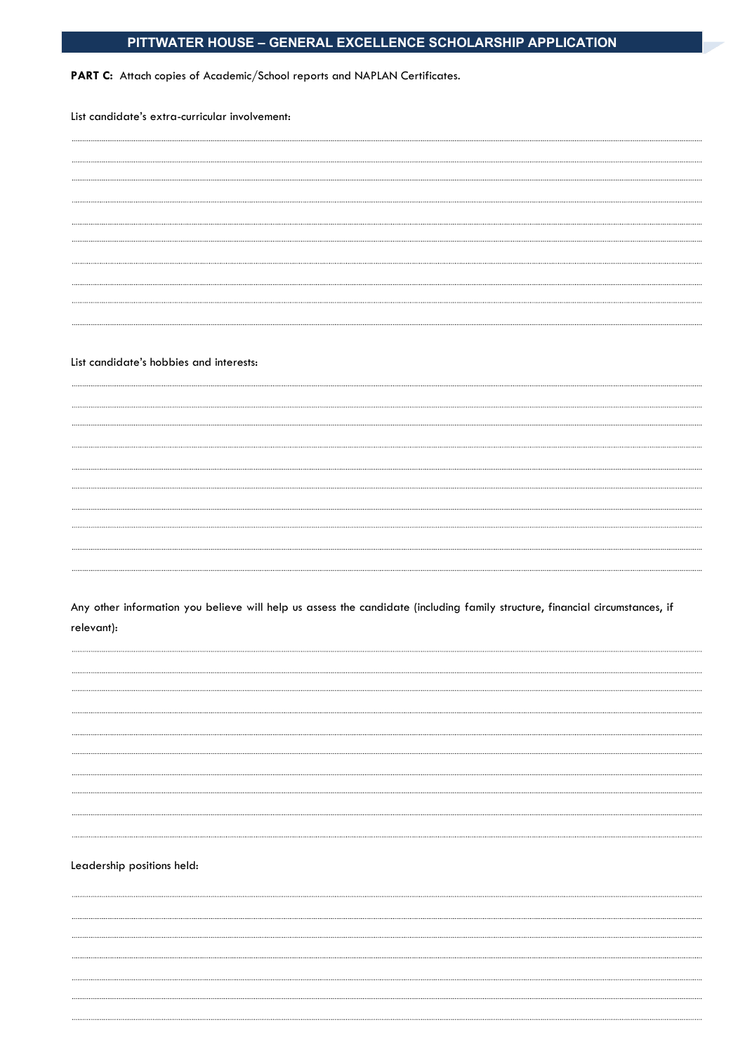# PITTWATER HOUSE – GENERAL EXCELLENCE SCHOLARSHIP APPLICATION

**PART C:** Attach copies of Academic/School reports and NAPLAN Certificates.

List candidate's extra-curricular involvement:

List candidate's hobbies and interests:

Any other information you believe will help us assess the candidate (including family structure, financial circumstances, if relevant):

Leadership positions held: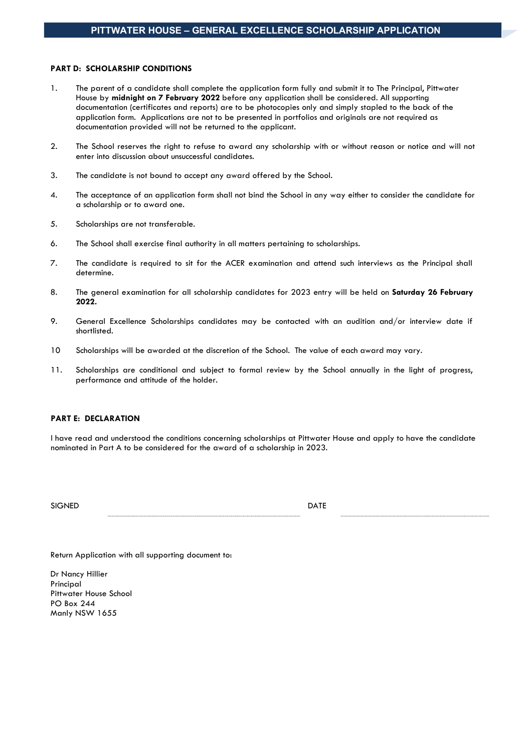**PART D: SCHOLARSHIP CONDITIONS**

1. The parent of a candidate shall complete the application form fully and submit it to The Principal, Pittwater House by **midnight on 7 February 2022** before any application shall be considered. All supporting documentation (certificates and reports) are to be photocopies only and simply stapled to the back of the application form. Applications are not to be presented in portfolios and originals are not required as documentation provided will not be returned to the applicant.

2. The School reserves the right to refuse to award any scholarship with or without reason or notice and will not enter into discussion about unsuccessful candidates.

3. The candidate is not bound to accept any award offered by the School.

4. The acceptance of an application form shall not bind the School in any way either to consider the candidate for a scholarship or to award one.

5. Scholarships are not transferable.

6. The School shall exercise final authority in all matters pertaining to scholarships.

7. The candidate is required to sit for the ACER examination and attend such interviews as the Principal shall determine.

8. The general examination for all scholarship candidates for 2023 entry will be held on **Saturday 26 February 2022.**

9. General Excellence Scholarships candidates may be contacted with an audition and/or interview date if shortlisted.

10. Scholarships will be awarded at the discretion of the School. The value of each award may vary.

11. Scholarships are conditional and subject to formal review by the School annually in the light of progress, performance and attitude of the holder.

**PART E: DECLARATION**

I have read and understood the conditions concerning scholarships at Pittwater House and apply to have the candidate nominated in Part A to be considered for the award of a scholarship in 2023.

SIGNED .................................................... DATE ....................................................

Return Application with all supporting document to:

Dr Nancy Hillier
Principal
Pittwater House School
PO Box 244
Manly NSW 1655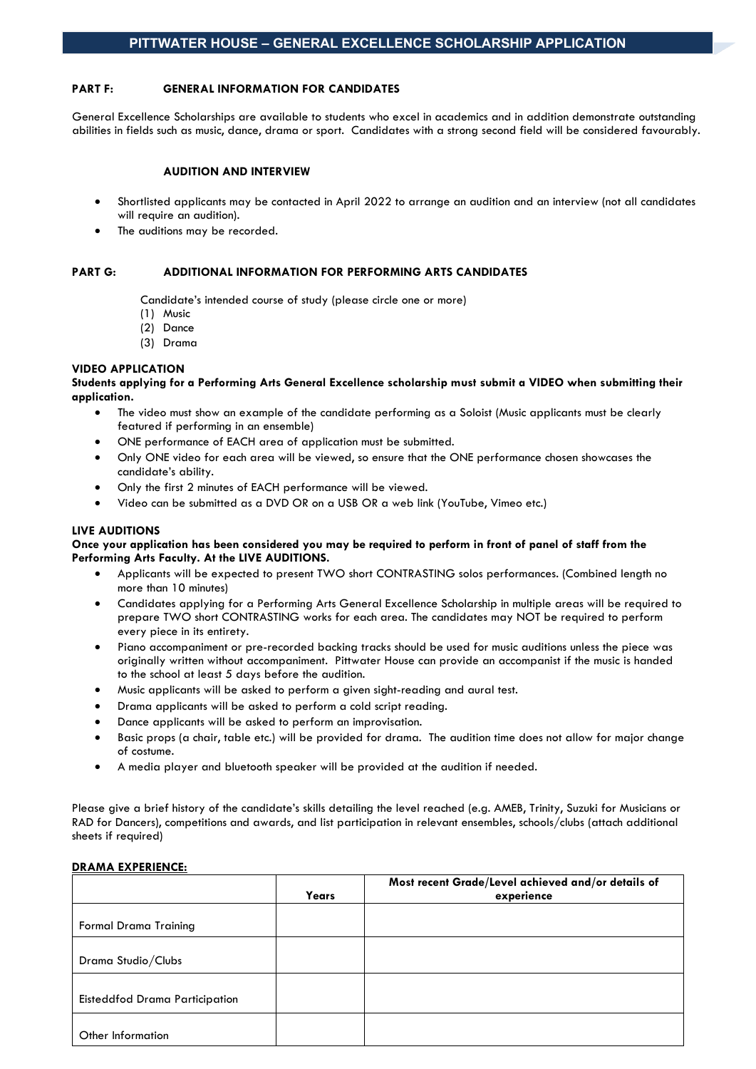# PITTWATER HOUSE – GENERAL EXCELLENCE SCHOLARSHIP APPLICATION

## PART F: GENERAL INFORMATION FOR CANDIDATES

General Excellence Scholarships are available to students who excel in academics and in addition demonstrate outstanding abilities in fields such as music, dance, drama or sport. Candidates with a strong second field will be considered favourably.

### AUDITION AND INTERVIEW

- Shortlisted applicants may be contacted in April 2022 to arrange an audition and an interview (not all candidates will require an audition).
- The auditions may be recorded.

## PART G: ADDITIONAL INFORMATION FOR PERFORMING ARTS CANDIDATES

Candidate's intended course of study (please circle one or more)

(1) Music
(2) Dance
(3) Drama

### VIDEO APPLICATION

**Students applying for a Performing Arts General Excellence scholarship must submit a VIDEO when submitting their application.**

- The video must show an example of the candidate performing as a Soloist (Music applicants must be clearly featured if performing in an ensemble)
- ONE performance of EACH area of application must be submitted.
- Only ONE video for each area will be viewed, so ensure that the ONE performance chosen showcases the candidate's ability.
- Only the first 2 minutes of EACH performance will be viewed.
- Video can be submitted as a DVD OR on a USB OR a web link (YouTube, Vimeo etc.)

### LIVE AUDITIONS

**Once your application has been considered you may be required to perform in front of panel of staff from the Performing Arts Faculty. At the LIVE AUDITIONS.**

- Applicants will be expected to present TWO short CONTRASTING solos performances. (Combined length no more than 10 minutes)
- Candidates applying for a Performing Arts General Excellence Scholarship in multiple areas will be required to prepare TWO short CONTRASTING works for each area. The candidates may NOT be required to perform every piece in its entirety.
- Piano accompaniment or pre-recorded backing tracks should be used for music auditions unless the piece was originally written without accompaniment. Pittwater House can provide an accompanist if the music is handed to the school at least 5 days before the audition.
- Music applicants will be asked to perform a given sight-reading and aural test.
- Drama applicants will be asked to perform a cold script reading.
- Dance applicants will be asked to perform an improvisation.
- Basic props (a chair, table etc.) will be provided for drama. The audition time does not allow for major change of costume.
- A media player and bluetooth speaker will be provided at the audition if needed.

Please give a brief history of the candidate's skills detailing the level reached (e.g. AMEB, Trinity, Suzuki for Musicians or RAD for Dancers), competitions and awards, and list participation in relevant ensembles, schools/clubs (attach additional sheets if required)

**DRAMA EXPERIENCE:**

| | Years | Most recent Grade/Level achieved and/or details of experience |
|---|---|---|
| Formal Drama Training | | |
| Drama Studio/Clubs | | |
| Eisteddfod Drama Participation | | |
| Other Information | | |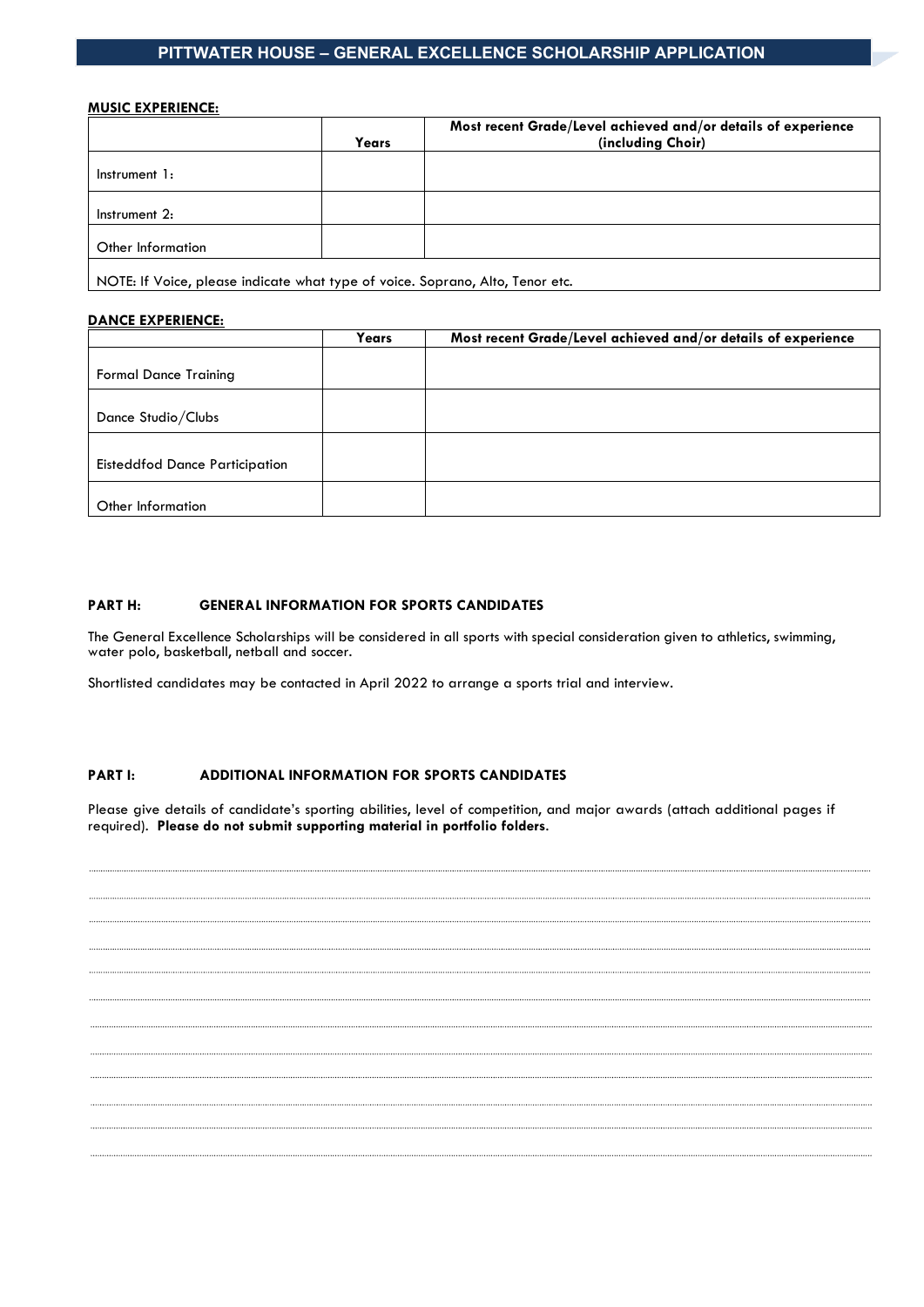**MUSIC EXPERIENCE:**

| | Years | Most recent Grade/Level achieved and/or details of experience (including Choir) |
|---|---|---|
| Instrument 1: | | |
| Instrument 2: | | |
| Other Information | | |
| NOTE: If Voice, please indicate what type of voice. Soprano, Alto, Tenor etc. | | |

**DANCE EXPERIENCE:**

| | Years | Most recent Grade/Level achieved and/or details of experience |
|---|---|---|
| Formal Dance Training | | |
| Dance Studio/Clubs | | |
| Eisteddfod Dance Participation | | |
| Other Information | | |

**PART H: GENERAL INFORMATION FOR SPORTS CANDIDATES**

The General Excellence Scholarships will be considered in all sports with special consideration given to athletics, swimming, water polo, basketball, netball and soccer.

Shortlisted candidates may be contacted in April 2022 to arrange a sports trial and interview.

**PART I: ADDITIONAL INFORMATION FOR SPORTS CANDIDATES**

Please give details of candidate's sporting abilities, level of competition, and major awards (attach additional pages if required). **Please do not submit supporting material in portfolio folders**.

.....................................................................................................................................................

.....................................................................................................................................................

.....................................................................................................................................................

.....................................................................................................................................................

.....................................................................................................................................................

.....................................................................................................................................................

.....................................................................................................................................................

.....................................................................................................................................................

.....................................................................................................................................................

.....................................................................................................................................................

.....................................................................................................................................................

.....................................................................................................................................................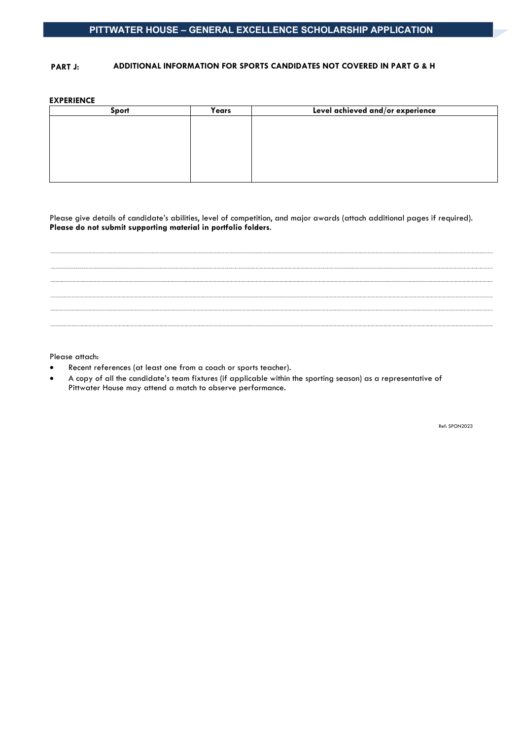# PITTWATER HOUSE – GENERAL EXCELLENCE SCHOLARSHIP APPLICATION

## PART J: ADDITIONAL INFORMATION FOR SPORTS CANDIDATES NOT COVERED IN PART G & H

**EXPERIENCE**

| Sport | Years | Level achieved and/or experience |
|---|---|---|
| | | |

Please give details of candidate's abilities, level of competition, and major awards (attach additional pages if required).
**Please do not submit supporting material in portfolio folders.**

........................................................................................................................................................................

........................................................................................................................................................................

........................................................................................................................................................................

........................................................................................................................................................................

........................................................................................................................................................................

........................................................................................................................................................................

Please attach:

- Recent references (at least one from a coach or sports teacher).
- A copy of all the candidate's team fixtures (if applicable within the sporting season) as a representative of Pittwater House may attend a match to observe performance.

Ref: SPON2023